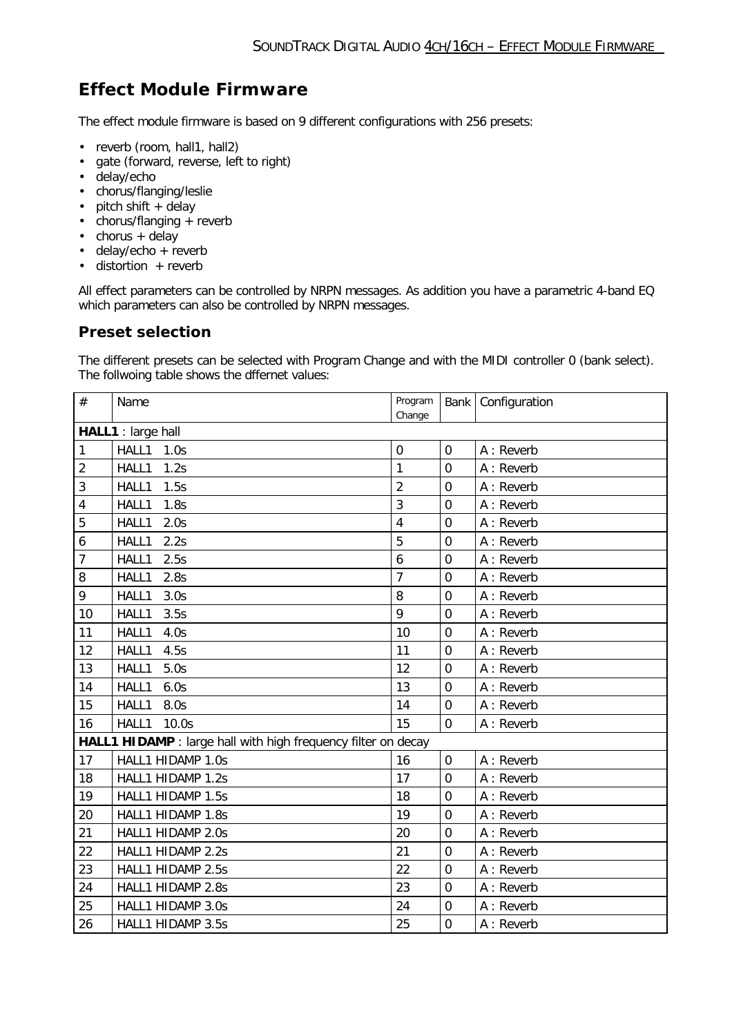# Effect Module Firmware

The effect module firmware is based on 9 different configurations with 256 presets:

- reverb (room, hall1, hall2)
- gate (forward, reverse, left to right)
- delay/echo
- chorus/flanging/leslie
- pitch shift + delay
- chorus/flanging + reverb
- chorus + delay
- delay/echo + reverb
- distortion + reverb

All effect parameters can be controlled by NRPN messages. As addition you have a parametric 4-band EQ which parameters can also be controlled by NRPN messages.

## Preset selection

The different presets can be selected with Program Change and with the MIDI controller 0 (bank select). The follwoing table shows the dffernet values:

| # | Name | Program Change | Bank | Configuration |
|---|---|---|---|---|
| **HALL1** : large hall | | | | |
| 1 | HALL1 1.0s | 0 | 0 | A : Reverb |
| 2 | HALL1 1.2s | 1 | 0 | A : Reverb |
| 3 | HALL1 1.5s | 2 | 0 | A : Reverb |
| 4 | HALL1 1.8s | 3 | 0 | A : Reverb |
| 5 | HALL1 2.0s | 4 | 0 | A : Reverb |
| 6 | HALL1 2.2s | 5 | 0 | A : Reverb |
| 7 | HALL1 2.5s | 6 | 0 | A : Reverb |
| 8 | HALL1 2.8s | 7 | 0 | A : Reverb |
| 9 | HALL1 3.0s | 8 | 0 | A : Reverb |
| 10 | HALL1 3.5s | 9 | 0 | A : Reverb |
| 11 | HALL1 4.0s | 10 | 0 | A : Reverb |
| 12 | HALL1 4.5s | 11 | 0 | A : Reverb |
| 13 | HALL1 5.0s | 12 | 0 | A : Reverb |
| 14 | HALL1 6.0s | 13 | 0 | A : Reverb |
| 15 | HALL1 8.0s | 14 | 0 | A : Reverb |
| 16 | HALL1 10.0s | 15 | 0 | A : Reverb |
| **HALL1 HIDAMP** : large hall with high frequency filter on decay | | | | |
| 17 | HALL1 HIDAMP 1.0s | 16 | 0 | A : Reverb |
| 18 | HALL1 HIDAMP 1.2s | 17 | 0 | A : Reverb |
| 19 | HALL1 HIDAMP 1.5s | 18 | 0 | A : Reverb |
| 20 | HALL1 HIDAMP 1.8s | 19 | 0 | A : Reverb |
| 21 | HALL1 HIDAMP 2.0s | 20 | 0 | A : Reverb |
| 22 | HALL1 HIDAMP 2.2s | 21 | 0 | A : Reverb |
| 23 | HALL1 HIDAMP 2.5s | 22 | 0 | A : Reverb |
| 24 | HALL1 HIDAMP 2.8s | 23 | 0 | A : Reverb |
| 25 | HALL1 HIDAMP 3.0s | 24 | 0 | A : Reverb |
| 26 | HALL1 HIDAMP 3.5s | 25 | 0 | A : Reverb |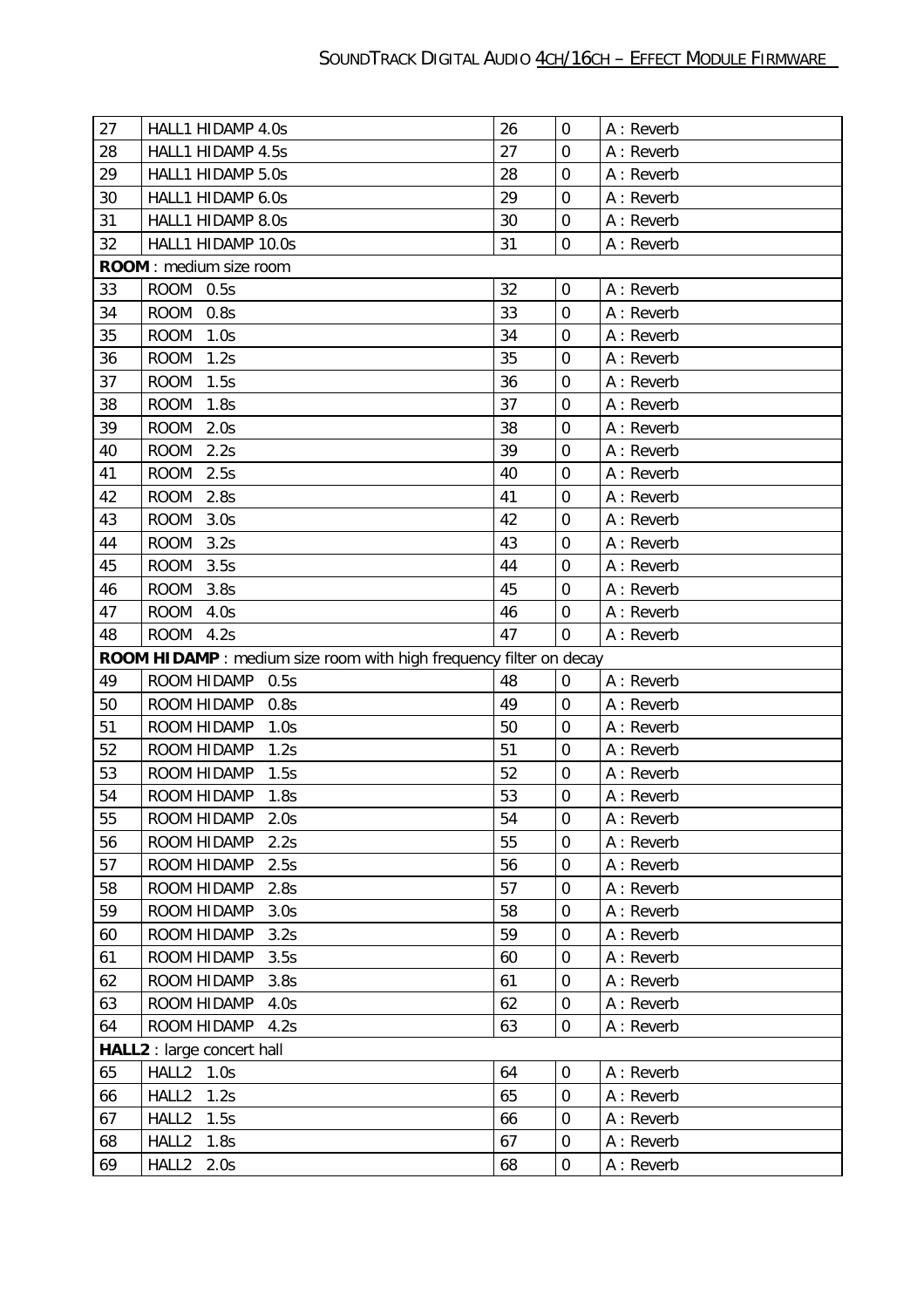| 27 | HALL1 HIDAMP 4.0s | 26 | 0 | A : Reverb |
|---|---|---|---|---|
| 28 | HALL1 HIDAMP 4.5s | 27 | 0 | A : Reverb |
| 29 | HALL1 HIDAMP 5.0s | 28 | 0 | A : Reverb |
| 30 | HALL1 HIDAMP 6.0s | 29 | 0 | A : Reverb |
| 31 | HALL1 HIDAMP 8.0s | 30 | 0 | A : Reverb |
| 32 | HALL1 HIDAMP 10.0s | 31 | 0 | A : Reverb |
| **ROOM** : medium size room | | | | |
| 33 | ROOM 0.5s | 32 | 0 | A : Reverb |
| 34 | ROOM 0.8s | 33 | 0 | A : Reverb |
| 35 | ROOM 1.0s | 34 | 0 | A : Reverb |
| 36 | ROOM 1.2s | 35 | 0 | A : Reverb |
| 37 | ROOM 1.5s | 36 | 0 | A : Reverb |
| 38 | ROOM 1.8s | 37 | 0 | A : Reverb |
| 39 | ROOM 2.0s | 38 | 0 | A : Reverb |
| 40 | ROOM 2.2s | 39 | 0 | A : Reverb |
| 41 | ROOM 2.5s | 40 | 0 | A : Reverb |
| 42 | ROOM 2.8s | 41 | 0 | A : Reverb |
| 43 | ROOM 3.0s | 42 | 0 | A : Reverb |
| 44 | ROOM 3.2s | 43 | 0 | A : Reverb |
| 45 | ROOM 3.5s | 44 | 0 | A : Reverb |
| 46 | ROOM 3.8s | 45 | 0 | A : Reverb |
| 47 | ROOM 4.0s | 46 | 0 | A : Reverb |
| 48 | ROOM 4.2s | 47 | 0 | A : Reverb |
| **ROOM HIDAMP** : medium size room with high frequency filter on decay | | | | |
| 49 | ROOM HIDAMP 0.5s | 48 | 0 | A : Reverb |
| 50 | ROOM HIDAMP 0.8s | 49 | 0 | A : Reverb |
| 51 | ROOM HIDAMP 1.0s | 50 | 0 | A : Reverb |
| 52 | ROOM HIDAMP 1.2s | 51 | 0 | A : Reverb |
| 53 | ROOM HIDAMP 1.5s | 52 | 0 | A : Reverb |
| 54 | ROOM HIDAMP 1.8s | 53 | 0 | A : Reverb |
| 55 | ROOM HIDAMP 2.0s | 54 | 0 | A : Reverb |
| 56 | ROOM HIDAMP 2.2s | 55 | 0 | A : Reverb |
| 57 | ROOM HIDAMP 2.5s | 56 | 0 | A : Reverb |
| 58 | ROOM HIDAMP 2.8s | 57 | 0 | A : Reverb |
| 59 | ROOM HIDAMP 3.0s | 58 | 0 | A : Reverb |
| 60 | ROOM HIDAMP 3.2s | 59 | 0 | A : Reverb |
| 61 | ROOM HIDAMP 3.5s | 60 | 0 | A : Reverb |
| 62 | ROOM HIDAMP 3.8s | 61 | 0 | A : Reverb |
| 63 | ROOM HIDAMP 4.0s | 62 | 0 | A : Reverb |
| 64 | ROOM HIDAMP 4.2s | 63 | 0 | A : Reverb |
| **HALL2** : large concert hall | | | | |
| 65 | HALL2 1.0s | 64 | 0 | A : Reverb |
| 66 | HALL2 1.2s | 65 | 0 | A : Reverb |
| 67 | HALL2 1.5s | 66 | 0 | A : Reverb |
| 68 | HALL2 1.8s | 67 | 0 | A : Reverb |
| 69 | HALL2 2.0s | 68 | 0 | A : Reverb |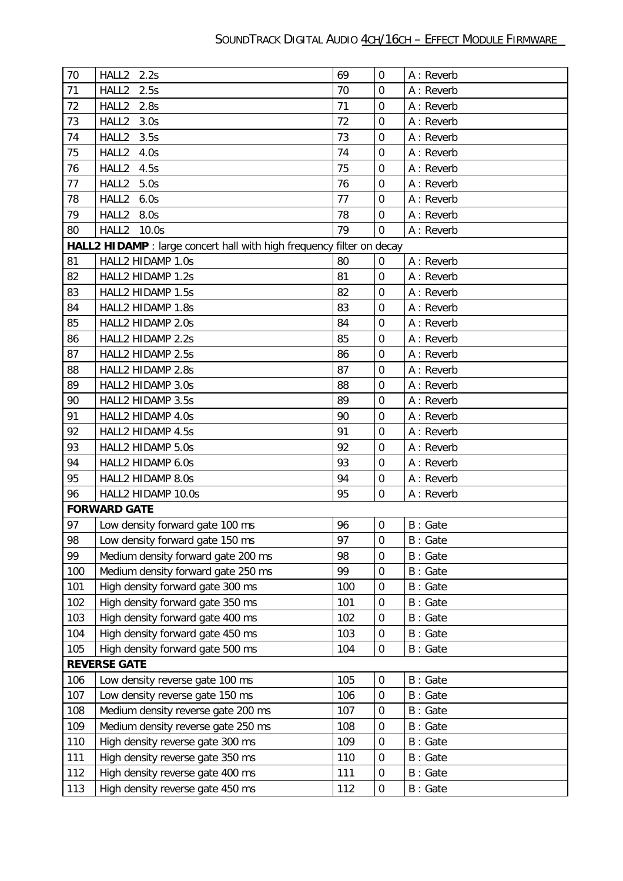| | | | | |
|---|---|---|---|---|
| 70 | HALL2 2.2s | 69 | 0 | A : Reverb |
| 71 | HALL2 2.5s | 70 | 0 | A : Reverb |
| 72 | HALL2 2.8s | 71 | 0 | A : Reverb |
| 73 | HALL2 3.0s | 72 | 0 | A : Reverb |
| 74 | HALL2 3.5s | 73 | 0 | A : Reverb |
| 75 | HALL2 4.0s | 74 | 0 | A : Reverb |
| 76 | HALL2 4.5s | 75 | 0 | A : Reverb |
| 77 | HALL2 5.0s | 76 | 0 | A : Reverb |
| 78 | HALL2 6.0s | 77 | 0 | A : Reverb |
| 79 | HALL2 8.0s | 78 | 0 | A : Reverb |
| 80 | HALL2 10.0s | 79 | 0 | A : Reverb |
| **HALL2 HIDAMP** : large concert hall with high frequency filter on decay | | | | |
| 81 | HALL2 HIDAMP 1.0s | 80 | 0 | A : Reverb |
| 82 | HALL2 HIDAMP 1.2s | 81 | 0 | A : Reverb |
| 83 | HALL2 HIDAMP 1.5s | 82 | 0 | A : Reverb |
| 84 | HALL2 HIDAMP 1.8s | 83 | 0 | A : Reverb |
| 85 | HALL2 HIDAMP 2.0s | 84 | 0 | A : Reverb |
| 86 | HALL2 HIDAMP 2.2s | 85 | 0 | A : Reverb |
| 87 | HALL2 HIDAMP 2.5s | 86 | 0 | A : Reverb |
| 88 | HALL2 HIDAMP 2.8s | 87 | 0 | A : Reverb |
| 89 | HALL2 HIDAMP 3.0s | 88 | 0 | A : Reverb |
| 90 | HALL2 HIDAMP 3.5s | 89 | 0 | A : Reverb |
| 91 | HALL2 HIDAMP 4.0s | 90 | 0 | A : Reverb |
| 92 | HALL2 HIDAMP 4.5s | 91 | 0 | A : Reverb |
| 93 | HALL2 HIDAMP 5.0s | 92 | 0 | A : Reverb |
| 94 | HALL2 HIDAMP 6.0s | 93 | 0 | A : Reverb |
| 95 | HALL2 HIDAMP 8.0s | 94 | 0 | A : Reverb |
| 96 | HALL2 HIDAMP 10.0s | 95 | 0 | A : Reverb |
| **FORWARD GATE** | | | | |
| 97 | Low density forward gate 100 ms | 96 | 0 | B : Gate |
| 98 | Low density forward gate 150 ms | 97 | 0 | B : Gate |
| 99 | Medium density forward gate 200 ms | 98 | 0 | B : Gate |
| 100 | Medium density forward gate 250 ms | 99 | 0 | B : Gate |
| 101 | High density forward gate 300 ms | 100 | 0 | B : Gate |
| 102 | High density forward gate 350 ms | 101 | 0 | B : Gate |
| 103 | High density forward gate 400 ms | 102 | 0 | B : Gate |
| 104 | High density forward gate 450 ms | 103 | 0 | B : Gate |
| 105 | High density forward gate 500 ms | 104 | 0 | B : Gate |
| **REVERSE GATE** | | | | |
| 106 | Low density reverse gate 100 ms | 105 | 0 | B : Gate |
| 107 | Low density reverse gate 150 ms | 106 | 0 | B : Gate |
| 108 | Medium density reverse gate 200 ms | 107 | 0 | B : Gate |
| 109 | Medium density reverse gate 250 ms | 108 | 0 | B : Gate |
| 110 | High density reverse gate 300 ms | 109 | 0 | B : Gate |
| 111 | High density reverse gate 350 ms | 110 | 0 | B : Gate |
| 112 | High density reverse gate 400 ms | 111 | 0 | B : Gate |
| 113 | High density reverse gate 450 ms | 112 | 0 | B : Gate |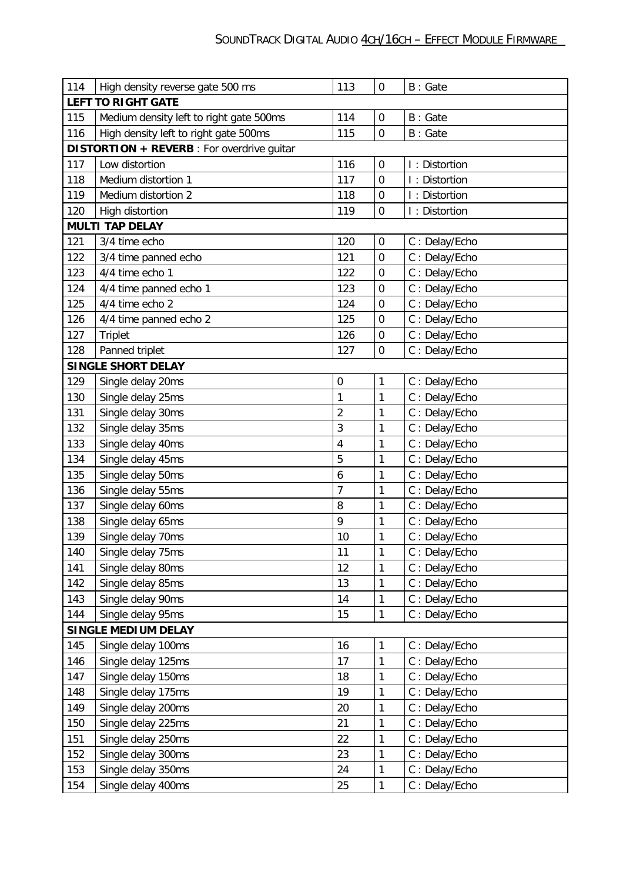| 114 | High density reverse gate 500 ms | 113 | 0 | B : Gate |
|---|---|---|---|---|
| **LEFT TO RIGHT GATE** | | | | |
| 115 | Medium density left to right gate 500ms | 114 | 0 | B : Gate |
| 116 | High density left to right gate 500ms | 115 | 0 | B : Gate |
| **DISTORTION + REVERB** : For overdrive guitar | | | | |
| 117 | Low distortion | 116 | 0 | I : Distortion |
| 118 | Medium distortion 1 | 117 | 0 | I : Distortion |
| 119 | Medium distortion 2 | 118 | 0 | I : Distortion |
| 120 | High distortion | 119 | 0 | I : Distortion |
| **MULTI TAP DELAY** | | | | |
| 121 | 3/4 time echo | 120 | 0 | C : Delay/Echo |
| 122 | 3/4 time panned echo | 121 | 0 | C : Delay/Echo |
| 123 | 4/4 time echo 1 | 122 | 0 | C : Delay/Echo |
| 124 | 4/4 time panned echo 1 | 123 | 0 | C : Delay/Echo |
| 125 | 4/4 time echo 2 | 124 | 0 | C : Delay/Echo |
| 126 | 4/4 time panned echo 2 | 125 | 0 | C : Delay/Echo |
| 127 | Triplet | 126 | 0 | C : Delay/Echo |
| 128 | Panned triplet | 127 | 0 | C : Delay/Echo |
| **SINGLE SHORT DELAY** | | | | |
| 129 | Single delay 20ms | 0 | 1 | C : Delay/Echo |
| 130 | Single delay 25ms | 1 | 1 | C : Delay/Echo |
| 131 | Single delay 30ms | 2 | 1 | C : Delay/Echo |
| 132 | Single delay 35ms | 3 | 1 | C : Delay/Echo |
| 133 | Single delay 40ms | 4 | 1 | C : Delay/Echo |
| 134 | Single delay 45ms | 5 | 1 | C : Delay/Echo |
| 135 | Single delay 50ms | 6 | 1 | C : Delay/Echo |
| 136 | Single delay 55ms | 7 | 1 | C : Delay/Echo |
| 137 | Single delay 60ms | 8 | 1 | C : Delay/Echo |
| 138 | Single delay 65ms | 9 | 1 | C : Delay/Echo |
| 139 | Single delay 70ms | 10 | 1 | C : Delay/Echo |
| 140 | Single delay 75ms | 11 | 1 | C : Delay/Echo |
| 141 | Single delay 80ms | 12 | 1 | C : Delay/Echo |
| 142 | Single delay 85ms | 13 | 1 | C : Delay/Echo |
| 143 | Single delay 90ms | 14 | 1 | C : Delay/Echo |
| 144 | Single delay 95ms | 15 | 1 | C : Delay/Echo |
| **SINGLE MEDIUM DELAY** | | | | |
| 145 | Single delay 100ms | 16 | 1 | C : Delay/Echo |
| 146 | Single delay 125ms | 17 | 1 | C : Delay/Echo |
| 147 | Single delay 150ms | 18 | 1 | C : Delay/Echo |
| 148 | Single delay 175ms | 19 | 1 | C : Delay/Echo |
| 149 | Single delay 200ms | 20 | 1 | C : Delay/Echo |
| 150 | Single delay 225ms | 21 | 1 | C : Delay/Echo |
| 151 | Single delay 250ms | 22 | 1 | C : Delay/Echo |
| 152 | Single delay 300ms | 23 | 1 | C : Delay/Echo |
| 153 | Single delay 350ms | 24 | 1 | C : Delay/Echo |
| 154 | Single delay 400ms | 25 | 1 | C : Delay/Echo |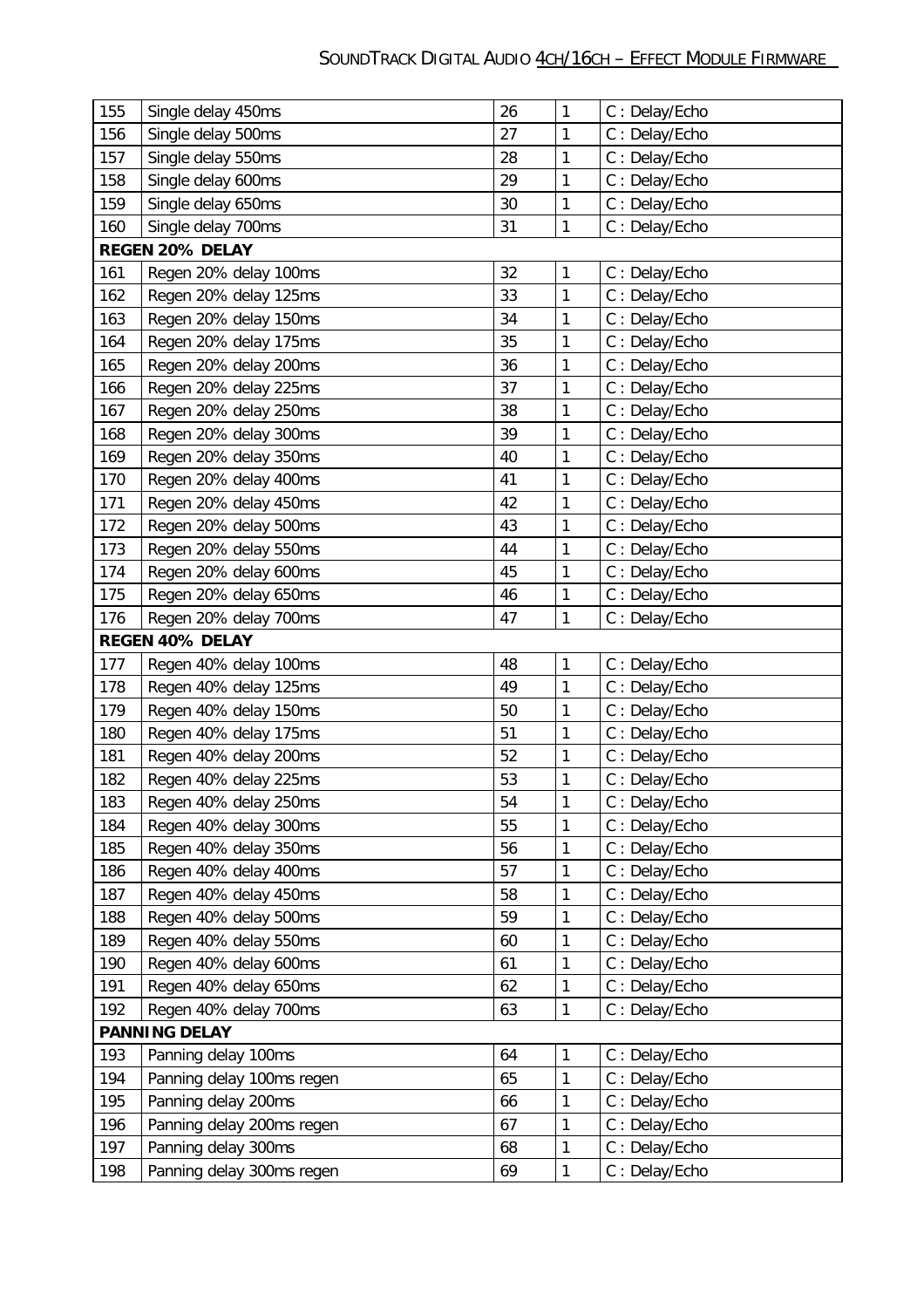| | | | | |
|---|---|---|---|---|
| 155 | Single delay 450ms | 26 | 1 | C : Delay/Echo |
| 156 | Single delay 500ms | 27 | 1 | C : Delay/Echo |
| 157 | Single delay 550ms | 28 | 1 | C : Delay/Echo |
| 158 | Single delay 600ms | 29 | 1 | C : Delay/Echo |
| 159 | Single delay 650ms | 30 | 1 | C : Delay/Echo |
| 160 | Single delay 700ms | 31 | 1 | C : Delay/Echo |
| **REGEN 20% DELAY** | | | | |
| 161 | Regen 20% delay 100ms | 32 | 1 | C : Delay/Echo |
| 162 | Regen 20% delay 125ms | 33 | 1 | C : Delay/Echo |
| 163 | Regen 20% delay 150ms | 34 | 1 | C : Delay/Echo |
| 164 | Regen 20% delay 175ms | 35 | 1 | C : Delay/Echo |
| 165 | Regen 20% delay 200ms | 36 | 1 | C : Delay/Echo |
| 166 | Regen 20% delay 225ms | 37 | 1 | C : Delay/Echo |
| 167 | Regen 20% delay 250ms | 38 | 1 | C : Delay/Echo |
| 168 | Regen 20% delay 300ms | 39 | 1 | C : Delay/Echo |
| 169 | Regen 20% delay 350ms | 40 | 1 | C : Delay/Echo |
| 170 | Regen 20% delay 400ms | 41 | 1 | C : Delay/Echo |
| 171 | Regen 20% delay 450ms | 42 | 1 | C : Delay/Echo |
| 172 | Regen 20% delay 500ms | 43 | 1 | C : Delay/Echo |
| 173 | Regen 20% delay 550ms | 44 | 1 | C : Delay/Echo |
| 174 | Regen 20% delay 600ms | 45 | 1 | C : Delay/Echo |
| 175 | Regen 20% delay 650ms | 46 | 1 | C : Delay/Echo |
| 176 | Regen 20% delay 700ms | 47 | 1 | C : Delay/Echo |
| **REGEN 40% DELAY** | | | | |
| 177 | Regen 40% delay 100ms | 48 | 1 | C : Delay/Echo |
| 178 | Regen 40% delay 125ms | 49 | 1 | C : Delay/Echo |
| 179 | Regen 40% delay 150ms | 50 | 1 | C : Delay/Echo |
| 180 | Regen 40% delay 175ms | 51 | 1 | C : Delay/Echo |
| 181 | Regen 40% delay 200ms | 52 | 1 | C : Delay/Echo |
| 182 | Regen 40% delay 225ms | 53 | 1 | C : Delay/Echo |
| 183 | Regen 40% delay 250ms | 54 | 1 | C : Delay/Echo |
| 184 | Regen 40% delay 300ms | 55 | 1 | C : Delay/Echo |
| 185 | Regen 40% delay 350ms | 56 | 1 | C : Delay/Echo |
| 186 | Regen 40% delay 400ms | 57 | 1 | C : Delay/Echo |
| 187 | Regen 40% delay 450ms | 58 | 1 | C : Delay/Echo |
| 188 | Regen 40% delay 500ms | 59 | 1 | C : Delay/Echo |
| 189 | Regen 40% delay 550ms | 60 | 1 | C : Delay/Echo |
| 190 | Regen 40% delay 600ms | 61 | 1 | C : Delay/Echo |
| 191 | Regen 40% delay 650ms | 62 | 1 | C : Delay/Echo |
| 192 | Regen 40% delay 700ms | 63 | 1 | C : Delay/Echo |
| **PANNING DELAY** | | | | |
| 193 | Panning delay 100ms | 64 | 1 | C : Delay/Echo |
| 194 | Panning delay 100ms regen | 65 | 1 | C : Delay/Echo |
| 195 | Panning delay 200ms | 66 | 1 | C : Delay/Echo |
| 196 | Panning delay 200ms regen | 67 | 1 | C : Delay/Echo |
| 197 | Panning delay 300ms | 68 | 1 | C : Delay/Echo |
| 198 | Panning delay 300ms regen | 69 | 1 | C : Delay/Echo |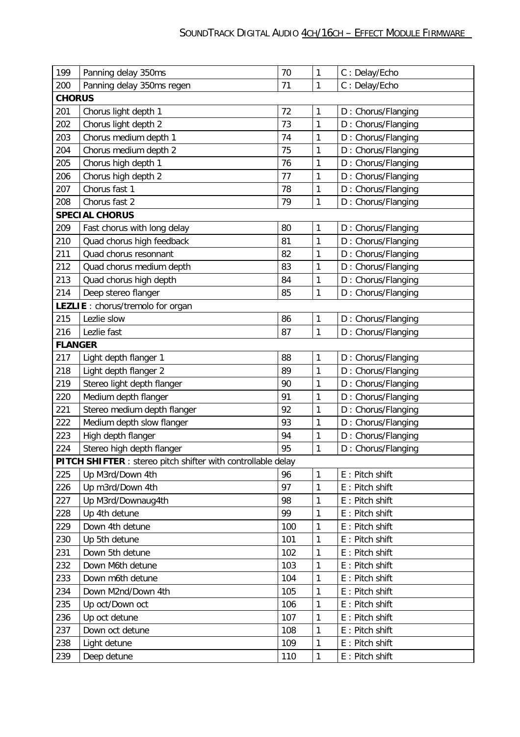| | | | | |
|---|---|---|---|---|
| 199 | Panning delay 350ms | 70 | 1 | C : Delay/Echo |
| 200 | Panning delay 350ms regen | 71 | 1 | C : Delay/Echo |
| **CHORUS** | | | | |
| 201 | Chorus light depth 1 | 72 | 1 | D : Chorus/Flanging |
| 202 | Chorus light depth 2 | 73 | 1 | D : Chorus/Flanging |
| 203 | Chorus medium depth 1 | 74 | 1 | D : Chorus/Flanging |
| 204 | Chorus medium depth 2 | 75 | 1 | D : Chorus/Flanging |
| 205 | Chorus high depth 1 | 76 | 1 | D : Chorus/Flanging |
| 206 | Chorus high depth 2 | 77 | 1 | D : Chorus/Flanging |
| 207 | Chorus fast 1 | 78 | 1 | D : Chorus/Flanging |
| 208 | Chorus fast 2 | 79 | 1 | D : Chorus/Flanging |
| **SPECIAL CHORUS** | | | | |
| 209 | Fast chorus with long delay | 80 | 1 | D : Chorus/Flanging |
| 210 | Quad chorus high feedback | 81 | 1 | D : Chorus/Flanging |
| 211 | Quad chorus resonnant | 82 | 1 | D : Chorus/Flanging |
| 212 | Quad chorus medium depth | 83 | 1 | D : Chorus/Flanging |
| 213 | Quad chorus high depth | 84 | 1 | D : Chorus/Flanging |
| 214 | Deep stereo flanger | 85 | 1 | D : Chorus/Flanging |
| **LEZLIE** : chorus/tremolo for organ | | | | |
| 215 | Lezlie slow | 86 | 1 | D : Chorus/Flanging |
| 216 | Lezlie fast | 87 | 1 | D : Chorus/Flanging |
| **FLANGER** | | | | |
| 217 | Light depth flanger 1 | 88 | 1 | D : Chorus/Flanging |
| 218 | Light depth flanger 2 | 89 | 1 | D : Chorus/Flanging |
| 219 | Stereo light depth flanger | 90 | 1 | D : Chorus/Flanging |
| 220 | Medium depth flanger | 91 | 1 | D : Chorus/Flanging |
| 221 | Stereo medium depth flanger | 92 | 1 | D : Chorus/Flanging |
| 222 | Medium depth slow flanger | 93 | 1 | D : Chorus/Flanging |
| 223 | High depth flanger | 94 | 1 | D : Chorus/Flanging |
| 224 | Stereo high depth flanger | 95 | 1 | D : Chorus/Flanging |
| **PITCH SHIFTER** : stereo pitch shifter with controllable delay | | | | |
| 225 | Up M3rd/Down 4th | 96 | 1 | E : Pitch shift |
| 226 | Up m3rd/Down 4th | 97 | 1 | E : Pitch shift |
| 227 | Up M3rd/Downaug4th | 98 | 1 | E : Pitch shift |
| 228 | Up 4th detune | 99 | 1 | E : Pitch shift |
| 229 | Down 4th detune | 100 | 1 | E : Pitch shift |
| 230 | Up 5th detune | 101 | 1 | E : Pitch shift |
| 231 | Down 5th detune | 102 | 1 | E : Pitch shift |
| 232 | Down M6th detune | 103 | 1 | E : Pitch shift |
| 233 | Down m6th detune | 104 | 1 | E : Pitch shift |
| 234 | Down M2nd/Down 4th | 105 | 1 | E : Pitch shift |
| 235 | Up oct/Down oct | 106 | 1 | E : Pitch shift |
| 236 | Up oct detune | 107 | 1 | E : Pitch shift |
| 237 | Down oct detune | 108 | 1 | E : Pitch shift |
| 238 | Light detune | 109 | 1 | E : Pitch shift |
| 239 | Deep detune | 110 | 1 | E : Pitch shift |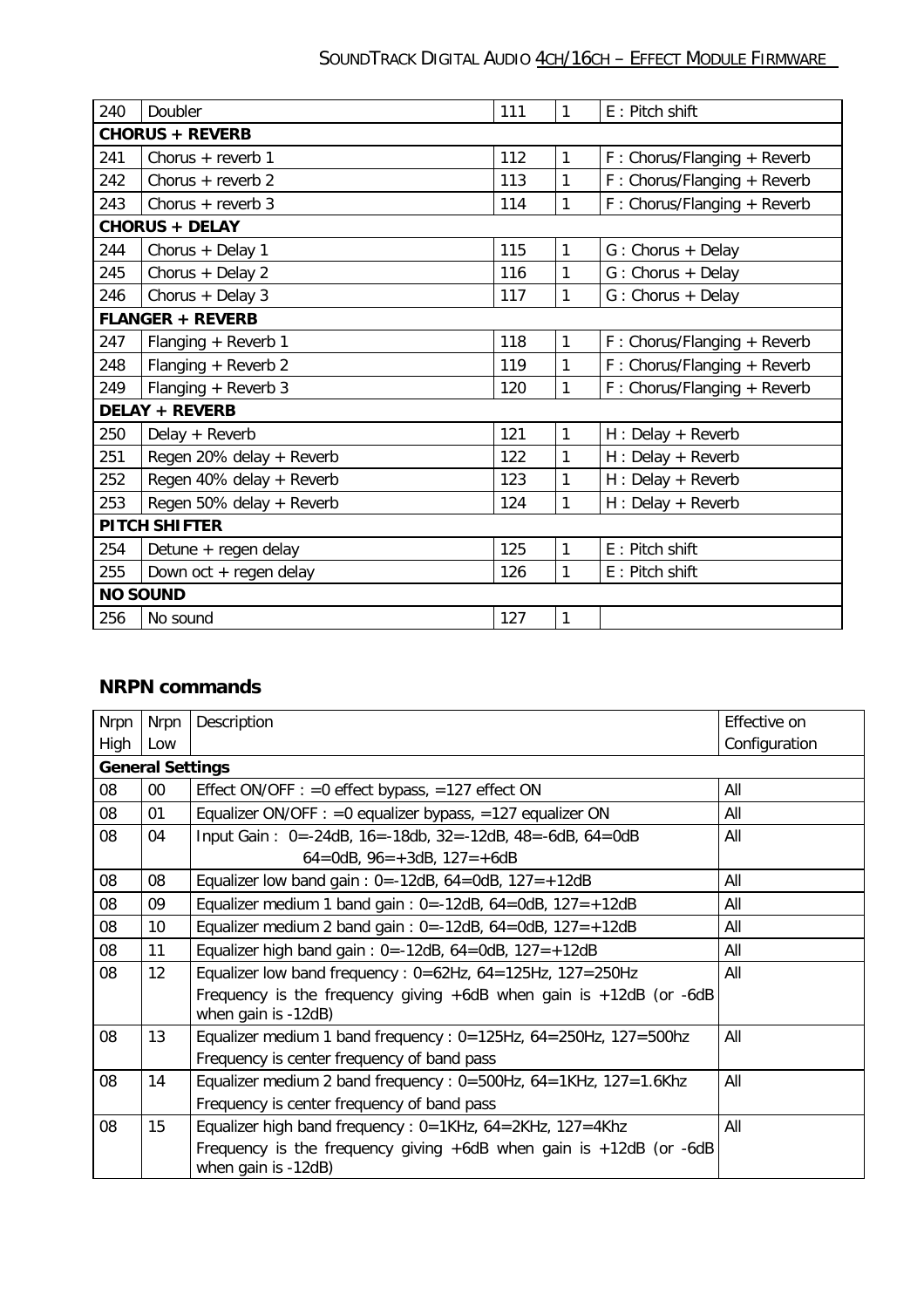| | | | | |
|---|---|---|---|---|
| 240 | Doubler | 111 | 1 | E : Pitch shift |
| **CHORUS + REVERB** | | | | |
| 241 | Chorus + reverb 1 | 112 | 1 | F : Chorus/Flanging + Reverb |
| 242 | Chorus + reverb 2 | 113 | 1 | F : Chorus/Flanging + Reverb |
| 243 | Chorus + reverb 3 | 114 | 1 | F : Chorus/Flanging + Reverb |
| **CHORUS + DELAY** | | | | |
| 244 | Chorus + Delay 1 | 115 | 1 | G : Chorus + Delay |
| 245 | Chorus + Delay 2 | 116 | 1 | G : Chorus + Delay |
| 246 | Chorus + Delay 3 | 117 | 1 | G : Chorus + Delay |
| **FLANGER + REVERB** | | | | |
| 247 | Flanging + Reverb 1 | 118 | 1 | F : Chorus/Flanging + Reverb |
| 248 | Flanging + Reverb 2 | 119 | 1 | F : Chorus/Flanging + Reverb |
| 249 | Flanging + Reverb 3 | 120 | 1 | F : Chorus/Flanging + Reverb |
| **DELAY + REVERB** | | | | |
| 250 | Delay + Reverb | 121 | 1 | H : Delay + Reverb |
| 251 | Regen 20% delay + Reverb | 122 | 1 | H : Delay + Reverb |
| 252 | Regen 40% delay + Reverb | 123 | 1 | H : Delay + Reverb |
| 253 | Regen 50% delay + Reverb | 124 | 1 | H : Delay + Reverb |
| **PITCH SHIFTER** | | | | |
| 254 | Detune + regen delay | 125 | 1 | E : Pitch shift |
| 255 | Down oct + regen delay | 126 | 1 | E : Pitch shift |
| **NO SOUND** | | | | |
| 256 | No sound | 127 | 1 | |

## NRPN commands

| Nrpn High | Nrpn Low | Description | Effective on Configuration |
|---|---|---|---|
| **General Settings** | | | |
| 08 | 00 | Effect ON/OFF : =0 effect bypass, =127 effect ON | All |
| 08 | 01 | Equalizer ON/OFF : =0 equalizer bypass, =127 equalizer ON | All |
| 08 | 04 | Input Gain : 0=-24dB, 16=-18db, 32=-12dB, 48=-6dB, 64=0dB<br>64=0dB, 96=+3dB, 127=+6dB | All |
| 08 | 08 | Equalizer low band gain : 0=-12dB, 64=0dB, 127=+12dB | All |
| 08 | 09 | Equalizer medium 1 band gain : 0=-12dB, 64=0dB, 127=+12dB | All |
| 08 | 10 | Equalizer medium 2 band gain : 0=-12dB, 64=0dB, 127=+12dB | All |
| 08 | 11 | Equalizer high band gain : 0=-12dB, 64=0dB, 127=+12dB | All |
| 08 | 12 | Equalizer low band frequency : 0=62Hz, 64=125Hz, 127=250Hz<br>Frequency is the frequency giving +6dB when gain is +12dB (or -6dB when gain is -12dB) | All |
| 08 | 13 | Equalizer medium 1 band frequency : 0=125Hz, 64=250Hz, 127=500hz<br>Frequency is center frequency of band pass | All |
| 08 | 14 | Equalizer medium 2 band frequency : 0=500Hz, 64=1KHz, 127=1.6Khz<br>Frequency is center frequency of band pass | All |
| 08 | 15 | Equalizer high band frequency : 0=1KHz, 64=2KHz, 127=4Khz<br>Frequency is the frequency giving +6dB when gain is +12dB (or -6dB when gain is -12dB) | All |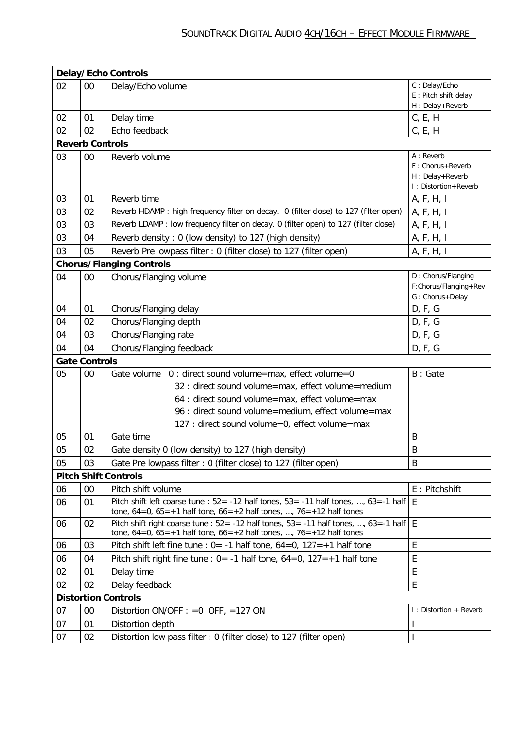| | | | |
|---|---|---|---|
| **Delay/Echo Controls** | | | |
| 02 | 00 | Delay/Echo volume | C : Delay/Echo<br>E : Pitch shift delay<br>H : Delay+Reverb |
| 02 | 01 | Delay time | C, E, H |
| 02 | 02 | Echo feedback | C, E, H |
| **Reverb Controls** | | | |
| 03 | 00 | Reverb volume | A : Reverb<br>F : Chorus+Reverb<br>H : Delay+Reverb<br>I : Distortion+Reverb |
| 03 | 01 | Reverb time | A, F, H, I |
| 03 | 02 | Reverb HDAMP : high frequency filter on decay. 0 (filter close) to 127 (filter open) | A, F, H, I |
| 03 | 03 | Reverb LDAMP : low frequency filter on decay. 0 (filter open) to 127 (filter close) | A, F, H, I |
| 03 | 04 | Reverb density : 0 (low density) to 127 (high density) | A, F, H, I |
| 03 | 05 | Reverb Pre lowpass filter : 0 (filter close) to 127 (filter open) | A, F, H, I |
| **Chorus/Flanging Controls** | | | |
| 04 | 00 | Chorus/Flanging volume | D : Chorus/Flanging<br>F:Chorus/Flanging+Rev<br>G : Chorus+Delay |
| 04 | 01 | Chorus/Flanging delay | D, F, G |
| 04 | 02 | Chorus/Flanging depth | D, F, G |
| 04 | 03 | Chorus/Flanging rate | D, F, G |
| 04 | 04 | Chorus/Flanging feedback | D, F, G |
| **Gate Controls** | | | |
| 05 | 00 | Gate volume 0 : direct sound volume=max, effect volume=0<br>32 : direct sound volume=max, effect volume=medium<br>64 : direct sound volume=max, effect volume=max<br>96 : direct sound volume=medium, effect volume=max<br>127 : direct sound volume=0, effect volume=max | B : Gate |
| 05 | 01 | Gate time | B |
| 05 | 02 | Gate density 0 (low density) to 127 (high density) | B |
| 05 | 03 | Gate Pre lowpass filter : 0 (filter close) to 127 (filter open) | B |
| **Pitch Shift Controls** | | | |
| 06 | 00 | Pitch shift volume | E : Pitchshift |
| 06 | 01 | Pitch shift left coarse tune : 52= -12 half tones, 53= -11 half tones, …, 63=-1 half tone, 64=0, 65=+1 half tone, 66=+2 half tones, …, 76=+12 half tones | E |
| 06 | 02 | Pitch shift right coarse tune : 52= -12 half tones, 53= -11 half tones, …, 63=-1 half tone, 64=0, 65=+1 half tone, 66=+2 half tones, …, 76=+12 half tones | E |
| 06 | 03 | Pitch shift left fine tune : 0= -1 half tone, 64=0, 127=+1 half tone | E |
| 06 | 04 | Pitch shift right fine tune : 0= -1 half tone, 64=0, 127=+1 half tone | E |
| 02 | 01 | Delay time | E |
| 02 | 02 | Delay feedback | E |
| **Distortion Controls** | | | |
| 07 | 00 | Distortion ON/OFF : =0 OFF, =127 ON | I : Distortion + Reverb |
| 07 | 01 | Distortion depth | I |
| 07 | 02 | Distortion low pass filter : 0 (filter close) to 127 (filter open) | I |